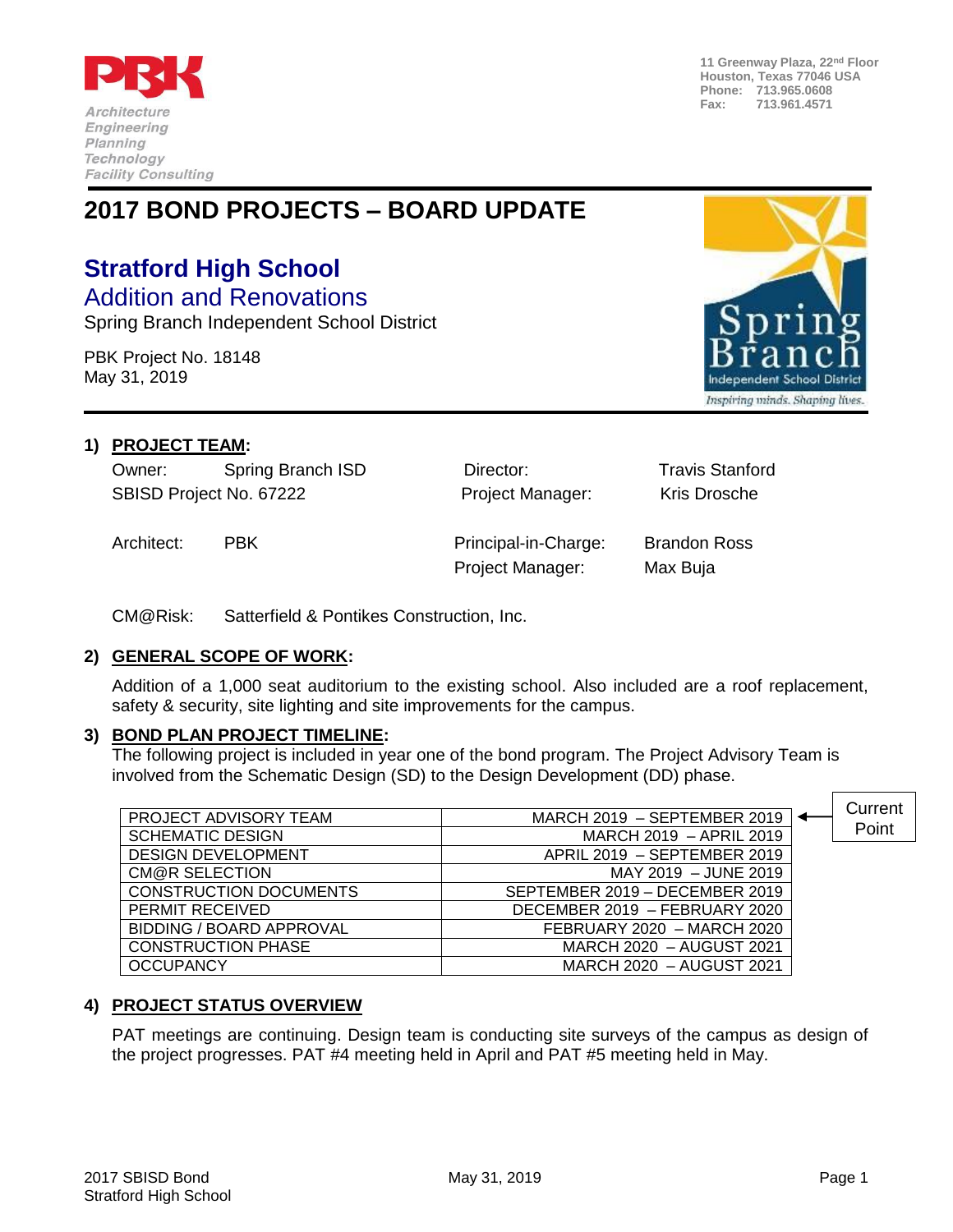PBK

Architecture
Engineering
Planning
Technology
Facility Consulting

11 Greenway Plaza, 22nd Floor
Houston, Texas 77046 USA
Phone: 713.965.0608
Fax: 713.961.4571

# 2017 BOND PROJECTS – BOARD UPDATE

## Stratford High School

### Addition and Renovations

Spring Branch Independent School District

PBK Project No. 18148
May 31, 2019

Spring Branch Independent School District
*Inspiring minds. Shaping lives.*

**1) PROJECT TEAM:**

Owner: Spring Branch ISD — Director: Travis Stanford
SBISD Project No. 67222 — Project Manager: Kris Drosche

Architect: PBK — Principal-in-Charge: Brandon Ross
Project Manager: Max Buja

CM@Risk: Satterfield & Pontikes Construction, Inc.

**2) GENERAL SCOPE OF WORK:**

Addition of a 1,000 seat auditorium to the existing school. Also included are a roof replacement, safety & security, site lighting and site improvements for the campus.

**3) BOND PLAN PROJECT TIMELINE:**

The following project is included in year one of the bond program. The Project Advisory Team is involved from the Schematic Design (SD) to the Design Development (DD) phase.

| Phase | Dates | |
|---|---|---|
| PROJECT ADVISORY TEAM | MARCH 2019 – SEPTEMBER 2019 | ← Current Point |
| SCHEMATIC DESIGN | MARCH 2019 – APRIL 2019 | |
| DESIGN DEVELOPMENT | APRIL 2019 – SEPTEMBER 2019 | |
| CM@R SELECTION | MAY 2019 – JUNE 2019 | |
| CONSTRUCTION DOCUMENTS | SEPTEMBER 2019 – DECEMBER 2019 | |
| PERMIT RECEIVED | DECEMBER 2019 – FEBRUARY 2020 | |
| BIDDING / BOARD APPROVAL | FEBRUARY 2020 – MARCH 2020 | |
| CONSTRUCTION PHASE | MARCH 2020 – AUGUST 2021 | |
| OCCUPANCY | MARCH 2020 – AUGUST 2021 | |

**4) PROJECT STATUS OVERVIEW**

PAT meetings are continuing. Design team is conducting site surveys of the campus as design of the project progresses. PAT #4 meeting held in April and PAT #5 meeting held in May.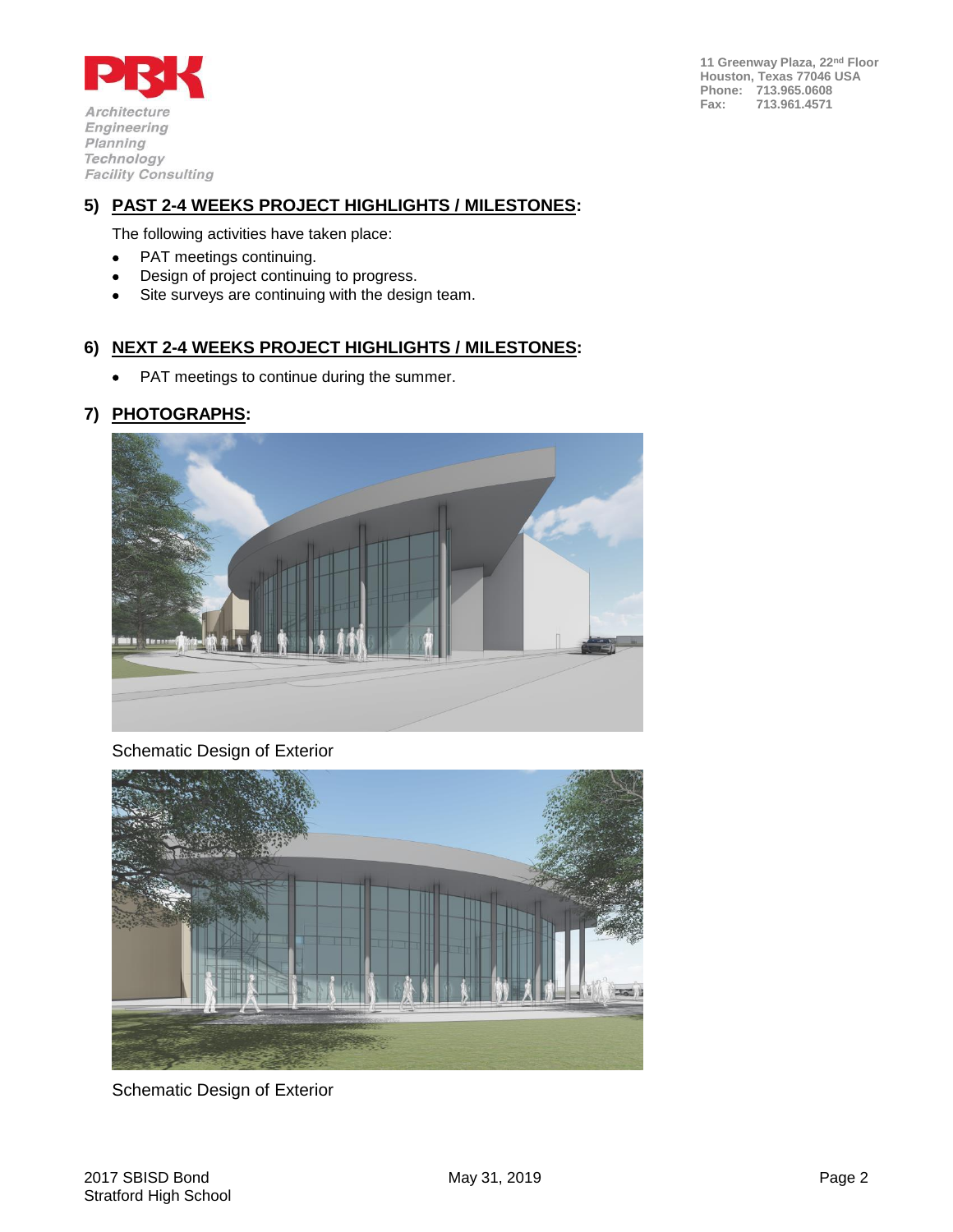## 5) PAST 2-4 WEEKS PROJECT HIGHLIGHTS / MILESTONES:

The following activities have taken place:

- PAT meetings continuing.
- Design of project continuing to progress.
- Site surveys are continuing with the design team.

## 6) NEXT 2-4 WEEKS PROJECT HIGHLIGHTS / MILESTONES:

- PAT meetings to continue during the summer.

## 7) PHOTOGRAPHS:

Schematic Design of Exterior

Schematic Design of Exterior